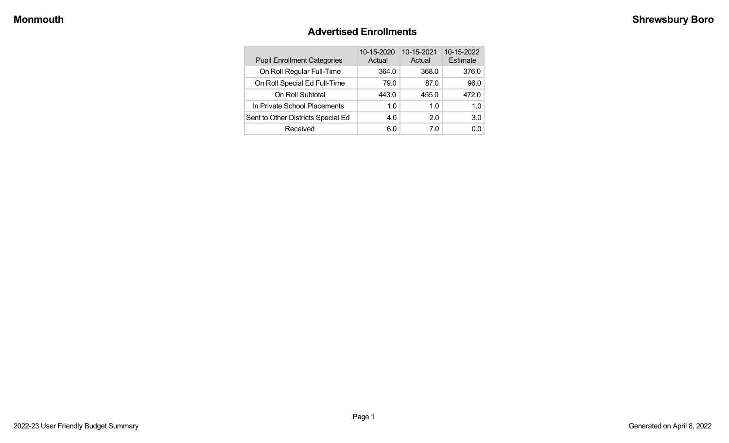# Advertised Enrollments

| Pupil Enrollment Categories | 10-15-2020 Actual | 10-15-2021 Actual | 10-15-2022 Estimate |
|---|---|---|---|
| On Roll Regular Full-Time | 364.0 | 368.0 | 376.0 |
| On Roll Special Ed Full-Time | 79.0 | 87.0 | 96.0 |
| On Roll Subtotal | 443.0 | 455.0 | 472.0 |
| In Private School Placements | 1.0 | 1.0 | 1.0 |
| Sent to Other Districts Special Ed | 4.0 | 2.0 | 3.0 |
| Received | 6.0 | 7.0 | 0.0 |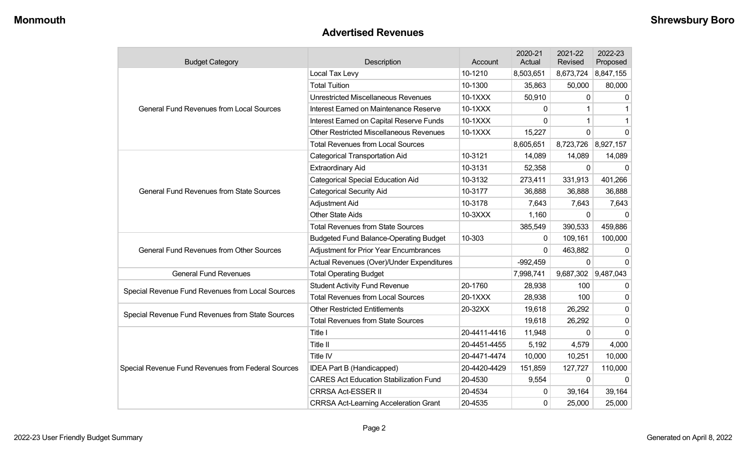## Advertised Revenues

| Budget Category | Description | Account | 2020-21 Actual | 2021-22 Revised | 2022-23 Proposed |
|---|---|---|---|---|---|
| General Fund Revenues from Local Sources | Local Tax Levy | 10-1210 | 8,503,651 | 8,673,724 | 8,847,155 |
| | Total Tuition | 10-1300 | 35,863 | 50,000 | 80,000 |
| | Unrestricted Miscellaneous Revenues | 10-1XXX | 50,910 | 0 | 0 |
| | Interest Earned on Maintenance Reserve | 10-1XXX | 0 | 1 | 1 |
| | Interest Earned on Capital Reserve Funds | 10-1XXX | 0 | 1 | 1 |
| | Other Restricted Miscellaneous Revenues | 10-1XXX | 15,227 | 0 | 0 |
| | Total Revenues from Local Sources | | 8,605,651 | 8,723,726 | 8,927,157 |
| General Fund Revenues from State Sources | Categorical Transportation Aid | 10-3121 | 14,089 | 14,089 | 14,089 |
| | Extraordinary Aid | 10-3131 | 52,358 | 0 | 0 |
| | Categorical Special Education Aid | 10-3132 | 273,411 | 331,913 | 401,266 |
| | Categorical Security Aid | 10-3177 | 36,888 | 36,888 | 36,888 |
| | Adjustment Aid | 10-3178 | 7,643 | 7,643 | 7,643 |
| | Other State Aids | 10-3XXX | 1,160 | 0 | 0 |
| | Total Revenues from State Sources | | 385,549 | 390,533 | 459,886 |
| General Fund Revenues from Other Sources | Budgeted Fund Balance-Operating Budget | 10-303 | 0 | 109,161 | 100,000 |
| | Adjustment for Prior Year Encumbrances | | 0 | 463,882 | 0 |
| | Actual Revenues (Over)/Under Expenditures | | -992,459 | 0 | 0 |
| General Fund Revenues | Total Operating Budget | | 7,998,741 | 9,687,302 | 9,487,043 |
| Special Revenue Fund Revenues from Local Sources | Student Activity Fund Revenue | 20-1760 | 28,938 | 100 | 0 |
| | Total Revenues from Local Sources | 20-1XXX | 28,938 | 100 | 0 |
| Special Revenue Fund Revenues from State Sources | Other Restricted Entitlements | 20-32XX | 19,618 | 26,292 | 0 |
| | Total Revenues from State Sources | | 19,618 | 26,292 | 0 |
| Special Revenue Fund Revenues from Federal Sources | Title I | 20-4411-4416 | 11,948 | 0 | 0 |
| | Title II | 20-4451-4455 | 5,192 | 4,579 | 4,000 |
| | Title IV | 20-4471-4474 | 10,000 | 10,251 | 10,000 |
| | IDEA Part B (Handicapped) | 20-4420-4429 | 151,859 | 127,727 | 110,000 |
| | CARES Act Education Stabilization Fund | 20-4530 | 9,554 | 0 | 0 |
| | CRRSA Act-ESSER II | 20-4534 | 0 | 39,164 | 39,164 |
| | CRRSA Act-Learning Acceleration Grant | 20-4535 | 0 | 25,000 | 25,000 |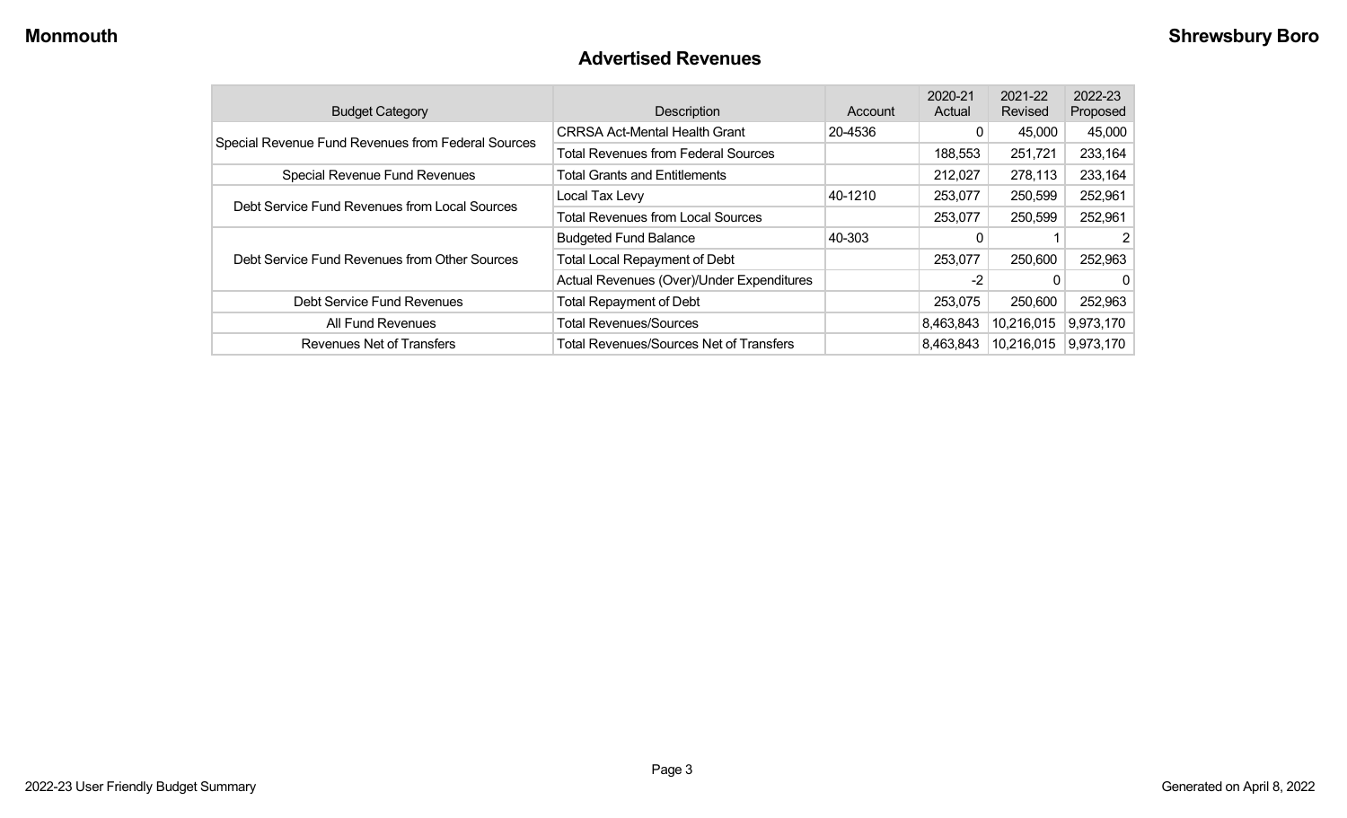## Advertised Revenues

| Budget Category | Description | Account | 2020-21 Actual | 2021-22 Revised | 2022-23 Proposed |
|---|---|---|---|---|---|
| Special Revenue Fund Revenues from Federal Sources | CRRSA Act-Mental Health Grant | 20-4536 | 0 | 45,000 | 45,000 |
| | Total Revenues from Federal Sources | | 188,553 | 251,721 | 233,164 |
| Special Revenue Fund Revenues | Total Grants and Entitlements | | 212,027 | 278,113 | 233,164 |
| Debt Service Fund Revenues from Local Sources | Local Tax Levy | 40-1210 | 253,077 | 250,599 | 252,961 |
| | Total Revenues from Local Sources | | 253,077 | 250,599 | 252,961 |
| Debt Service Fund Revenues from Other Sources | Budgeted Fund Balance | 40-303 | 0 | 1 | 2 |
| | Total Local Repayment of Debt | | 253,077 | 250,600 | 252,963 |
| | Actual Revenues (Over)/Under Expenditures | | -2 | 0 | 0 |
| Debt Service Fund Revenues | Total Repayment of Debt | | 253,075 | 250,600 | 252,963 |
| All Fund Revenues | Total Revenues/Sources | | 8,463,843 | 10,216,015 | 9,973,170 |
| Revenues Net of Transfers | Total Revenues/Sources Net of Transfers | | 8,463,843 | 10,216,015 | 9,973,170 |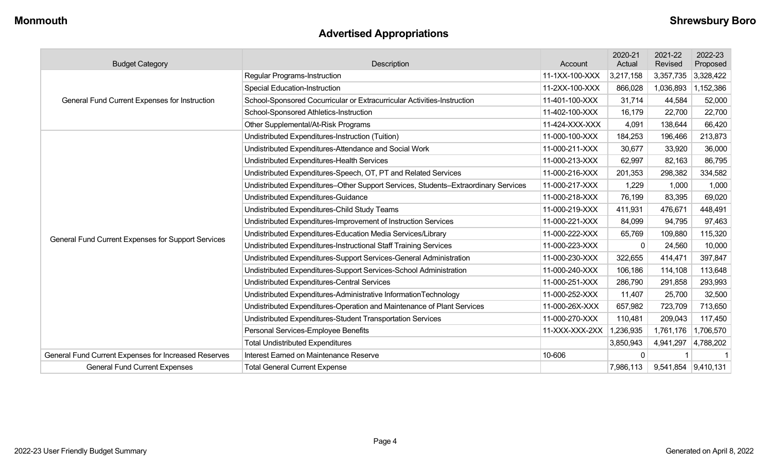Monmouth | Shrewsbury Boro

## Advertised Appropriations

| Budget Category | Description | Account | 2020-21 Actual | 2021-22 Revised | 2022-23 Proposed |
|---|---|---|---|---|---|
| General Fund Current Expenses for Instruction | Regular Programs-Instruction | 11-1XX-100-XXX | 3,217,158 | 3,357,735 | 3,328,422 |
| | Special Education-Instruction | 11-2XX-100-XXX | 866,028 | 1,036,893 | 1,152,386 |
| | School-Sponsored Cocurricular or Extracurricular Activities-Instruction | 11-401-100-XXX | 31,714 | 44,584 | 52,000 |
| | School-Sponsored Athletics-Instruction | 11-402-100-XXX | 16,179 | 22,700 | 22,700 |
| | Other Supplemental/At-Risk Programs | 11-424-XXX-XXX | 4,091 | 138,644 | 66,420 |
| General Fund Current Expenses for Support Services | Undistributed Expenditures-Instruction (Tuition) | 11-000-100-XXX | 184,253 | 196,466 | 213,873 |
| | Undistributed Expenditures-Attendance and Social Work | 11-000-211-XXX | 30,677 | 33,920 | 36,000 |
| | Undistributed Expenditures-Health Services | 11-000-213-XXX | 62,997 | 82,163 | 86,795 |
| | Undistributed Expenditures-Speech, OT, PT and Related Services | 11-000-216-XXX | 201,353 | 298,382 | 334,582 |
| | Undistributed Expenditures–Other Support Services, Students–Extraordinary Services | 11-000-217-XXX | 1,229 | 1,000 | 1,000 |
| | Undistributed Expenditures-Guidance | 11-000-218-XXX | 76,199 | 83,395 | 69,020 |
| | Undistributed Expenditures-Child Study Teams | 11-000-219-XXX | 411,931 | 476,671 | 448,491 |
| | Undistributed Expenditures-Improvement of Instruction Services | 11-000-221-XXX | 84,099 | 94,795 | 97,463 |
| | Undistributed Expenditures-Education Media Services/Library | 11-000-222-XXX | 65,769 | 109,880 | 115,320 |
| | Undistributed Expenditures-Instructional Staff Training Services | 11-000-223-XXX | 0 | 24,560 | 10,000 |
| | Undistributed Expenditures-Support Services-General Administration | 11-000-230-XXX | 322,655 | 414,471 | 397,847 |
| | Undistributed Expenditures-Support Services-School Administration | 11-000-240-XXX | 106,186 | 114,108 | 113,648 |
| | Undistributed Expenditures-Central Services | 11-000-251-XXX | 286,790 | 291,858 | 293,993 |
| | Undistributed Expenditures-Administrative InformationTechnology | 11-000-252-XXX | 11,407 | 25,700 | 32,500 |
| | Undistributed Expenditures-Operation and Maintenance of Plant Services | 11-000-26X-XXX | 657,982 | 723,709 | 713,650 |
| | Undistributed Expenditures-Student Transportation Services | 11-000-270-XXX | 110,481 | 209,043 | 117,450 |
| | Personal Services-Employee Benefits | 11-XXX-XXX-2XX | 1,236,935 | 1,761,176 | 1,706,570 |
| | Total Undistributed Expenditures | | 3,850,943 | 4,941,297 | 4,788,202 |
| General Fund Current Expenses for Increased Reserves | Interest Earned on Maintenance Reserve | 10-606 | 0 | 1 | 1 |
| General Fund Current Expenses | Total General Current Expense | | 7,986,113 | 9,541,854 | 9,410,131 |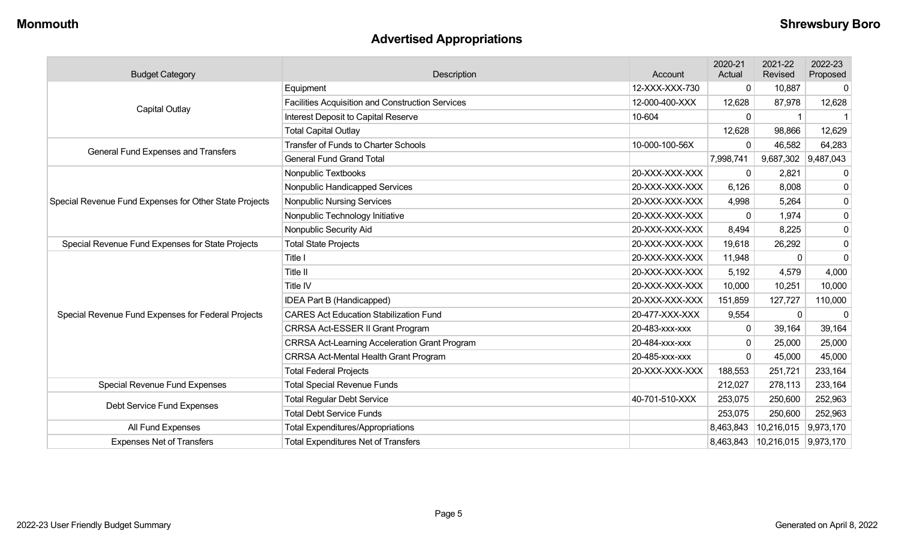## Advertised Appropriations

| Budget Category | Description | Account | 2020-21 Actual | 2021-22 Revised | 2022-23 Proposed |
|---|---|---|---|---|---|
| Capital Outlay | Equipment | 12-XXX-XXX-730 | 0 | 10,887 | 0 |
| | Facilities Acquisition and Construction Services | 12-000-400-XXX | 12,628 | 87,978 | 12,628 |
| | Interest Deposit to Capital Reserve | 10-604 | 0 | 1 | 1 |
| | Total Capital Outlay | | 12,628 | 98,866 | 12,629 |
| General Fund Expenses and Transfers | Transfer of Funds to Charter Schools | 10-000-100-56X | 0 | 46,582 | 64,283 |
| | General Fund Grand Total | | 7,998,741 | 9,687,302 | 9,487,043 |
| Special Revenue Fund Expenses for Other State Projects | Nonpublic Textbooks | 20-XXX-XXX-XXX | 0 | 2,821 | 0 |
| | Nonpublic Handicapped Services | 20-XXX-XXX-XXX | 6,126 | 8,008 | 0 |
| | Nonpublic Nursing Services | 20-XXX-XXX-XXX | 4,998 | 5,264 | 0 |
| | Nonpublic Technology Initiative | 20-XXX-XXX-XXX | 0 | 1,974 | 0 |
| | Nonpublic Security Aid | 20-XXX-XXX-XXX | 8,494 | 8,225 | 0 |
| Special Revenue Fund Expenses for State Projects | Total State Projects | 20-XXX-XXX-XXX | 19,618 | 26,292 | 0 |
| Special Revenue Fund Expenses for Federal Projects | Title I | 20-XXX-XXX-XXX | 11,948 | 0 | 0 |
| | Title II | 20-XXX-XXX-XXX | 5,192 | 4,579 | 4,000 |
| | Title IV | 20-XXX-XXX-XXX | 10,000 | 10,251 | 10,000 |
| | IDEA Part B (Handicapped) | 20-XXX-XXX-XXX | 151,859 | 127,727 | 110,000 |
| | CARES Act Education Stabilization Fund | 20-477-XXX-XXX | 9,554 | 0 | 0 |
| | CRRSA Act-ESSER II Grant Program | 20-483-xxx-xxx | 0 | 39,164 | 39,164 |
| | CRRSA Act-Learning Acceleration Grant Program | 20-484-xxx-xxx | 0 | 25,000 | 25,000 |
| | CRRSA Act-Mental Health Grant Program | 20-485-xxx-xxx | 0 | 45,000 | 45,000 |
| | Total Federal Projects | 20-XXX-XXX-XXX | 188,553 | 251,721 | 233,164 |
| Special Revenue Fund Expenses | Total Special Revenue Funds | | 212,027 | 278,113 | 233,164 |
| Debt Service Fund Expenses | Total Regular Debt Service | 40-701-510-XXX | 253,075 | 250,600 | 252,963 |
| | Total Debt Service Funds | | 253,075 | 250,600 | 252,963 |
| All Fund Expenses | Total Expenditures/Appropriations | | 8,463,843 | 10,216,015 | 9,973,170 |
| Expenses Net of Transfers | Total Expenditures Net of Transfers | | 8,463,843 | 10,216,015 | 9,973,170 |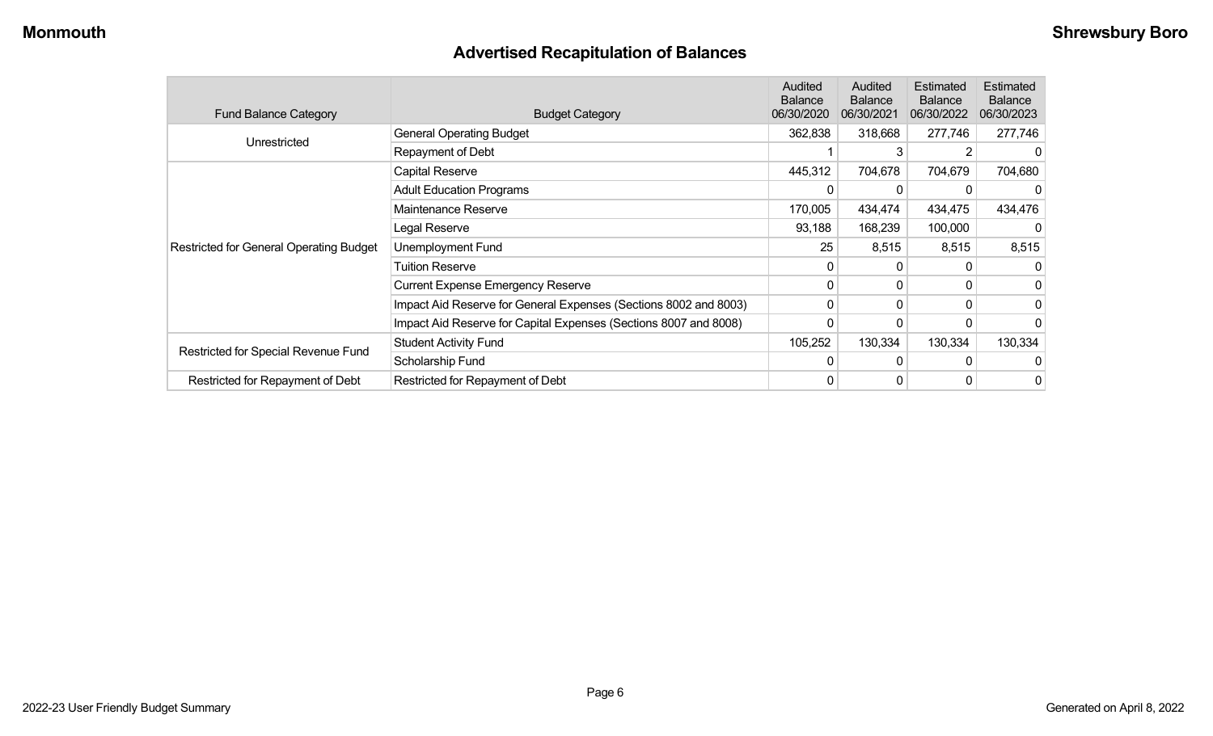# Advertised Recapitulation of Balances

| Fund Balance Category | Budget Category | Audited Balance 06/30/2020 | Audited Balance 06/30/2021 | Estimated Balance 06/30/2022 | Estimated Balance 06/30/2023 |
|---|---|---|---|---|---|
| Unrestricted | General Operating Budget | 362,838 | 318,668 | 277,746 | 277,746 |
| | Repayment of Debt | 1 | 3 | 2 | 0 |
| Restricted for General Operating Budget | Capital Reserve | 445,312 | 704,678 | 704,679 | 704,680 |
| | Adult Education Programs | 0 | 0 | 0 | 0 |
| | Maintenance Reserve | 170,005 | 434,474 | 434,475 | 434,476 |
| | Legal Reserve | 93,188 | 168,239 | 100,000 | 0 |
| | Unemployment Fund | 25 | 8,515 | 8,515 | 8,515 |
| | Tuition Reserve | 0 | 0 | 0 | 0 |
| | Current Expense Emergency Reserve | 0 | 0 | 0 | 0 |
| | Impact Aid Reserve for General Expenses (Sections 8002 and 8003) | 0 | 0 | 0 | 0 |
| | Impact Aid Reserve for Capital Expenses (Sections 8007 and 8008) | 0 | 0 | 0 | 0 |
| Restricted for Special Revenue Fund | Student Activity Fund | 105,252 | 130,334 | 130,334 | 130,334 |
| | Scholarship Fund | 0 | 0 | 0 | 0 |
| Restricted for Repayment of Debt | Restricted for Repayment of Debt | 0 | 0 | 0 | 0 |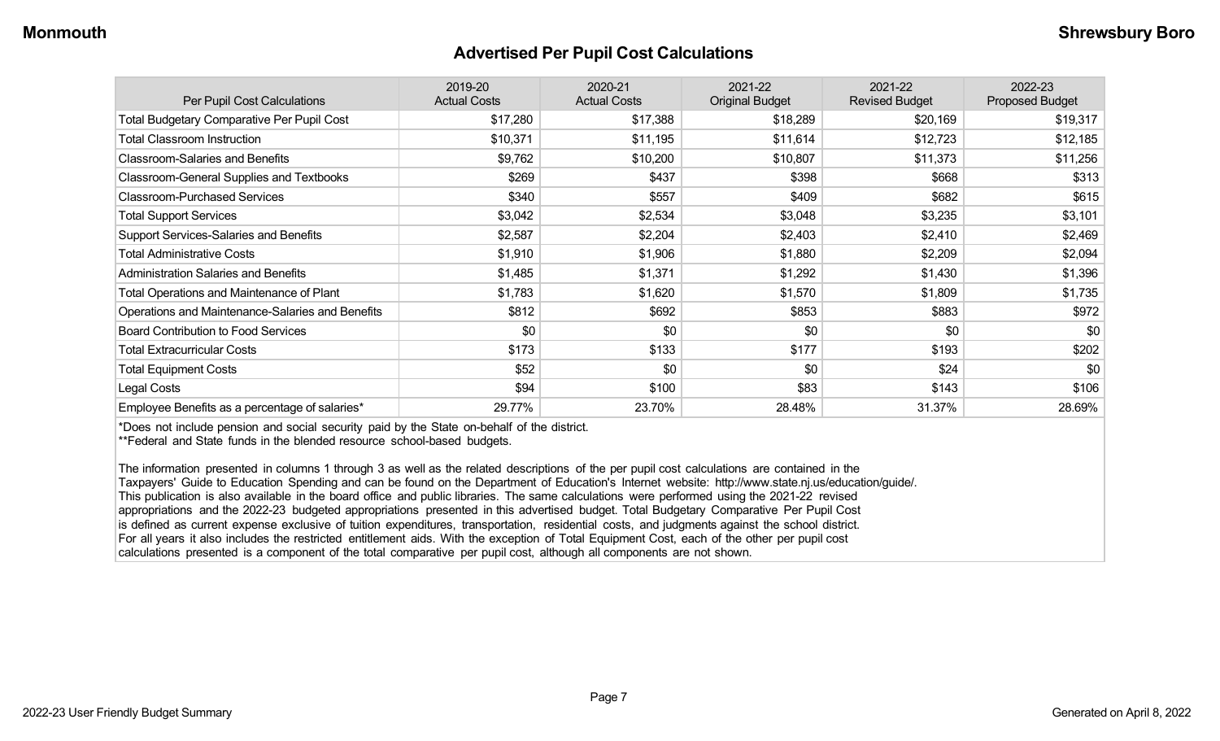## Advertised Per Pupil Cost Calculations

| Per Pupil Cost Calculations | 2019-20 Actual Costs | 2020-21 Actual Costs | 2021-22 Original Budget | 2021-22 Revised Budget | 2022-23 Proposed Budget |
|---|---|---|---|---|---|
| Total Budgetary Comparative Per Pupil Cost | $17,280 | $17,388 | $18,289 | $20,169 | $19,317 |
| Total Classroom Instruction | $10,371 | $11,195 | $11,614 | $12,723 | $12,185 |
| Classroom-Salaries and Benefits | $9,762 | $10,200 | $10,807 | $11,373 | $11,256 |
| Classroom-General Supplies and Textbooks | $269 | $437 | $398 | $668 | $313 |
| Classroom-Purchased Services | $340 | $557 | $409 | $682 | $615 |
| Total Support Services | $3,042 | $2,534 | $3,048 | $3,235 | $3,101 |
| Support Services-Salaries and Benefits | $2,587 | $2,204 | $2,403 | $2,410 | $2,469 |
| Total Administrative Costs | $1,910 | $1,906 | $1,880 | $2,209 | $2,094 |
| Administration Salaries and Benefits | $1,485 | $1,371 | $1,292 | $1,430 | $1,396 |
| Total Operations and Maintenance of Plant | $1,783 | $1,620 | $1,570 | $1,809 | $1,735 |
| Operations and Maintenance-Salaries and Benefits | $812 | $692 | $853 | $883 | $972 |
| Board Contribution to Food Services | $0 | $0 | $0 | $0 | $0 |
| Total Extracurricular Costs | $173 | $133 | $177 | $193 | $202 |
| Total Equipment Costs | $52 | $0 | $0 | $24 | $0 |
| Legal Costs | $94 | $100 | $83 | $143 | $106 |
| Employee Benefits as a percentage of salaries* | 29.77% | 23.70% | 28.48% | 31.37% | 28.69% |

*Does not include pension and social security paid by the State on-behalf of the district.
**Federal and State funds in the blended resource school-based budgets.

The information presented in columns 1 through 3 as well as the related descriptions of the per pupil cost calculations are contained in the Taxpayers' Guide to Education Spending and can be found on the Department of Education's Internet website: http://www.state.nj.us/education/guide/. This publication is also available in the board office and public libraries. The same calculations were performed using the 2021-22 revised appropriations and the 2022-23 budgeted appropriations presented in this advertised budget. Total Budgetary Comparative Per Pupil Cost is defined as current expense exclusive of tuition expenditures, transportation, residential costs, and judgments against the school district. For all years it also includes the restricted entitlement aids. With the exception of Total Equipment Cost, each of the other per pupil cost calculations presented is a component of the total comparative per pupil cost, although all components are not shown.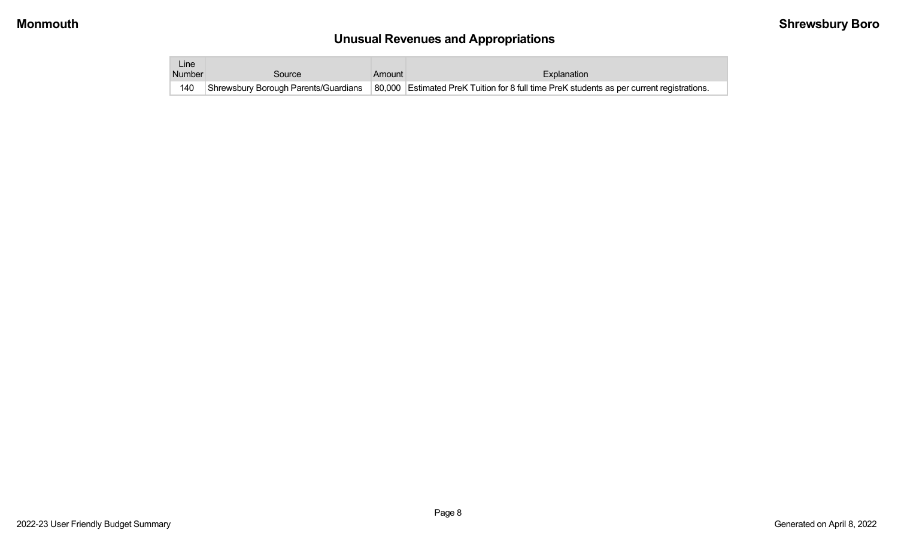## Unusual Revenues and Appropriations

| Line Number | Source | Amount | Explanation |
|---|---|---|---|
| 140 | Shrewsbury Borough Parents/Guardians | 80,000 | Estimated PreK Tuition for 8 full time PreK students as per current registrations. |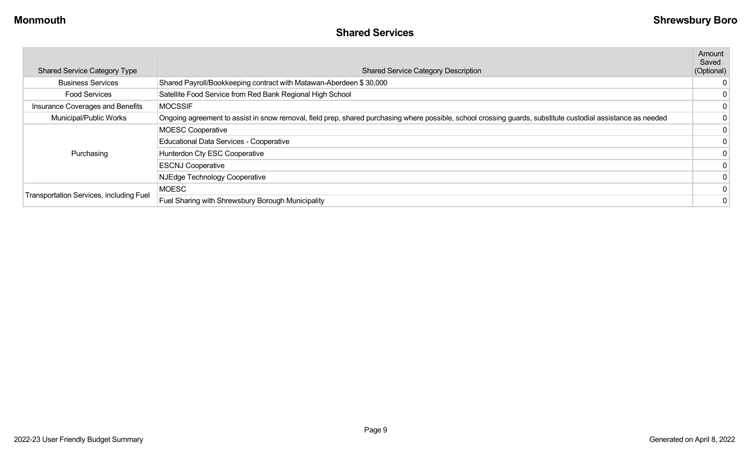## Shared Services

| Shared Service Category Type | Shared Service Category Description | Amount Saved (Optional) |
|---|---|---|
| Business Services | Shared Payroll/Bookkeeping contract with Matawan-Aberdeen $ 30,000 | 0 |
| Food Services | Satellite Food Service from Red Bank Regional High School | 0 |
| Insurance Coverages and Benefits | MOCSSIF | 0 |
| Municipal/Public Works | Ongoing agreement to assist in snow removal, field prep, shared purchasing where possible, school crossing guards, substitute custodial assistance as needed | 0 |
| Purchasing | MOESC Cooperative | 0 |
| | Educational Data Services - Cooperative | 0 |
| | Hunterdon Cty ESC Cooperative | 0 |
| | ESCNJ Cooperative | 0 |
| | NJEdge Technology Cooperative | 0 |
| Transportation Services, including Fuel | MOESC | 0 |
| | Fuel Sharing with Shrewsbury Borough Municipality | 0 |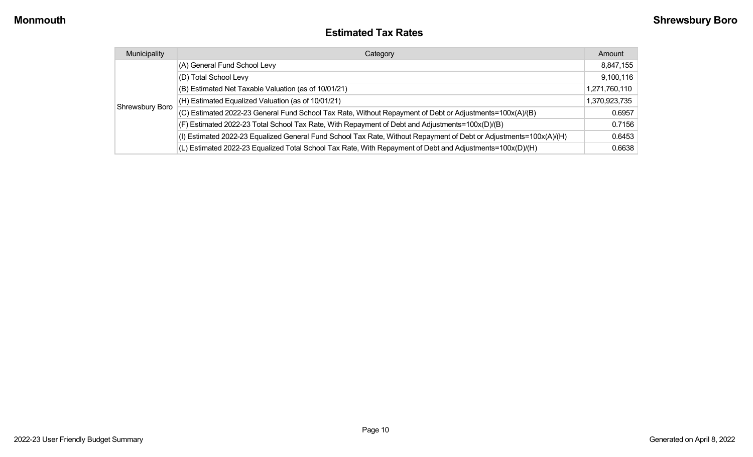## Estimated Tax Rates

| Municipality | Category | Amount |
|---|---|---|
| Shrewsbury Boro | (A) General Fund School Levy | 8,847,155 |
| | (D) Total School Levy | 9,100,116 |
| | (B) Estimated Net Taxable Valuation (as of 10/01/21) | 1,271,760,110 |
| | (H) Estimated Equalized Valuation (as of 10/01/21) | 1,370,923,735 |
| | (C) Estimated 2022-23 General Fund School Tax Rate, Without Repayment of Debt or Adjustments=100x(A)/(B) | 0.6957 |
| | (F) Estimated 2022-23 Total School Tax Rate, With Repayment of Debt and Adjustments=100x(D)/(B) | 0.7156 |
| | (I) Estimated 2022-23 Equalized General Fund School Tax Rate, Without Repayment of Debt or Adjustments=100x(A)/(H) | 0.6453 |
| | (L) Estimated 2022-23 Equalized Total School Tax Rate, With Repayment of Debt and Adjustments=100x(D)/(H) | 0.6638 |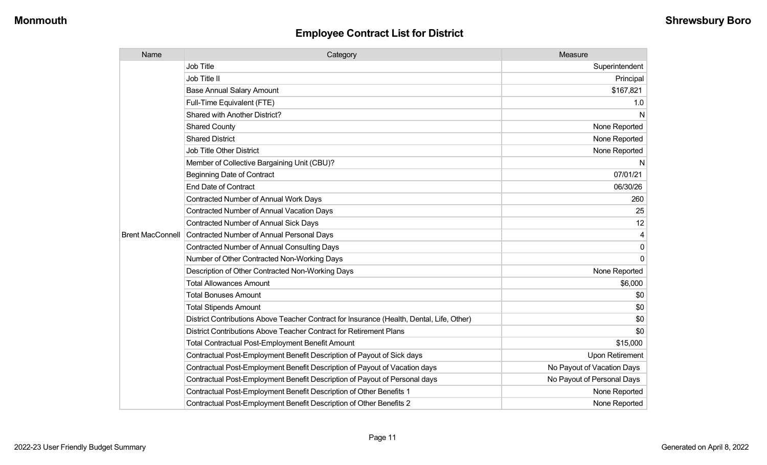# Employee Contract List for District

| Name | Category | Measure |
|---|---|---|
| Brent MacConnell | Job Title | Superintendent |
| | Job Title II | Principal |
| | Base Annual Salary Amount | $167,821 |
| | Full-Time Equivalent (FTE) | 1.0 |
| | Shared with Another District? | N |
| | Shared County | None Reported |
| | Shared District | None Reported |
| | Job Title Other District | None Reported |
| | Member of Collective Bargaining Unit (CBU)? | N |
| | Beginning Date of Contract | 07/01/21 |
| | End Date of Contract | 06/30/26 |
| | Contracted Number of Annual Work Days | 260 |
| | Contracted Number of Annual Vacation Days | 25 |
| | Contracted Number of Annual Sick Days | 12 |
| | Contracted Number of Annual Personal Days | 4 |
| | Contracted Number of Annual Consulting Days | 0 |
| | Number of Other Contracted Non-Working Days | 0 |
| | Description of Other Contracted Non-Working Days | None Reported |
| | Total Allowances Amount | $6,000 |
| | Total Bonuses Amount | $0 |
| | Total Stipends Amount | $0 |
| | District Contributions Above Teacher Contract for Insurance (Health, Dental, Life, Other) | $0 |
| | District Contributions Above Teacher Contract for Retirement Plans | $0 |
| | Total Contractual Post-Employment Benefit Amount | $15,000 |
| | Contractual Post-Employment Benefit Description of Payout of Sick days | Upon Retirement |
| | Contractual Post-Employment Benefit Description of Payout of Vacation days | No Payout of Vacation Days |
| | Contractual Post-Employment Benefit Description of Payout of Personal days | No Payout of Personal Days |
| | Contractual Post-Employment Benefit Description of Other Benefits 1 | None Reported |
| | Contractual Post-Employment Benefit Description of Other Benefits 2 | None Reported |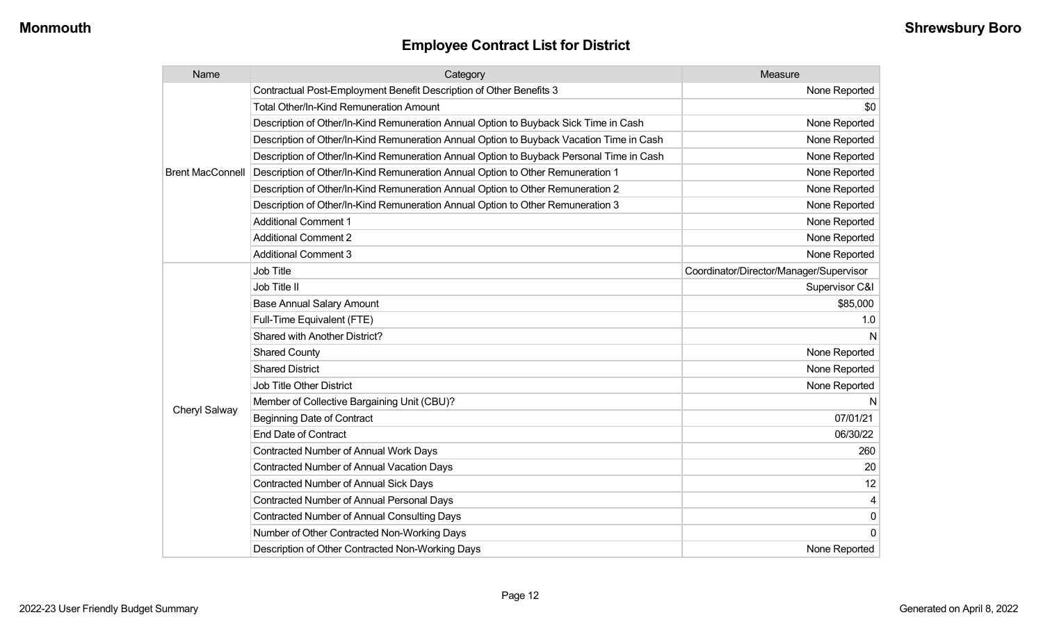## Employee Contract List for District

| Name | Category | Measure |
|---|---|---|
| Brent MacConnell | Contractual Post-Employment Benefit Description of Other Benefits 3 | None Reported |
| | Total Other/In-Kind Remuneration Amount | $0 |
| | Description of Other/In-Kind Remuneration Annual Option to Buyback Sick Time in Cash | None Reported |
| | Description of Other/In-Kind Remuneration Annual Option to Buyback Vacation Time in Cash | None Reported |
| | Description of Other/In-Kind Remuneration Annual Option to Buyback Personal Time in Cash | None Reported |
| | Description of Other/In-Kind Remuneration Annual Option to Other Remuneration 1 | None Reported |
| | Description of Other/In-Kind Remuneration Annual Option to Other Remuneration 2 | None Reported |
| | Description of Other/In-Kind Remuneration Annual Option to Other Remuneration 3 | None Reported |
| | Additional Comment 1 | None Reported |
| | Additional Comment 2 | None Reported |
| | Additional Comment 3 | None Reported |
| Cheryl Salway | Job Title | Coordinator/Director/Manager/Supervisor |
| | Job Title II | Supervisor C&I |
| | Base Annual Salary Amount | $85,000 |
| | Full-Time Equivalent (FTE) | 1.0 |
| | Shared with Another District? | N |
| | Shared County | None Reported |
| | Shared District | None Reported |
| | Job Title Other District | None Reported |
| | Member of Collective Bargaining Unit (CBU)? | N |
| | Beginning Date of Contract | 07/01/21 |
| | End Date of Contract | 06/30/22 |
| | Contracted Number of Annual Work Days | 260 |
| | Contracted Number of Annual Vacation Days | 20 |
| | Contracted Number of Annual Sick Days | 12 |
| | Contracted Number of Annual Personal Days | 4 |
| | Contracted Number of Annual Consulting Days | 0 |
| | Number of Other Contracted Non-Working Days | 0 |
| | Description of Other Contracted Non-Working Days | None Reported |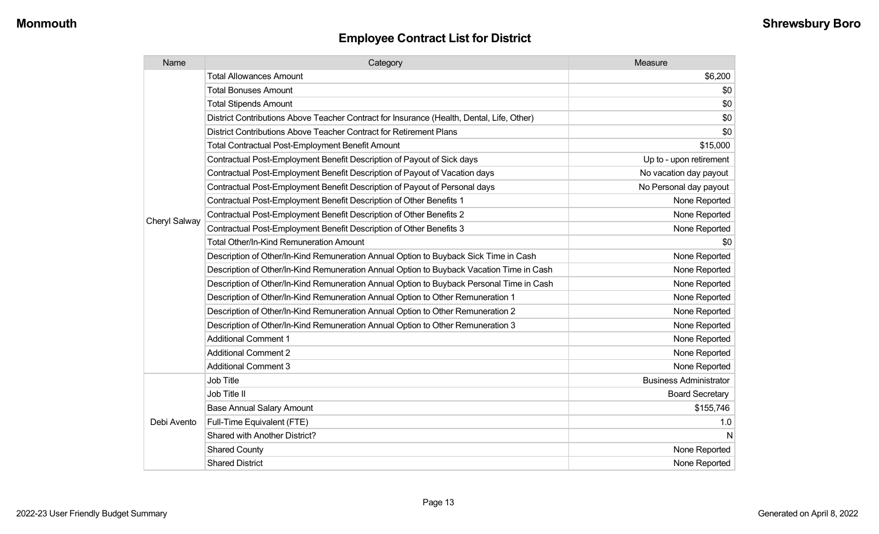## Employee Contract List for District

| Name | Category | Measure |
|---|---|---|
| Cheryl Salway | Total Allowances Amount | $6,200 |
| | Total Bonuses Amount | $0 |
| | Total Stipends Amount | $0 |
| | District Contributions Above Teacher Contract for Insurance (Health, Dental, Life, Other) | $0 |
| | District Contributions Above Teacher Contract for Retirement Plans | $0 |
| | Total Contractual Post-Employment Benefit Amount | $15,000 |
| | Contractual Post-Employment Benefit Description of Payout of Sick days | Up to - upon retirement |
| | Contractual Post-Employment Benefit Description of Payout of Vacation days | No vacation day payout |
| | Contractual Post-Employment Benefit Description of Payout of Personal days | No Personal day payout |
| | Contractual Post-Employment Benefit Description of Other Benefits 1 | None Reported |
| | Contractual Post-Employment Benefit Description of Other Benefits 2 | None Reported |
| | Contractual Post-Employment Benefit Description of Other Benefits 3 | None Reported |
| | Total Other/In-Kind Remuneration Amount | $0 |
| | Description of Other/In-Kind Remuneration Annual Option to Buyback Sick Time in Cash | None Reported |
| | Description of Other/In-Kind Remuneration Annual Option to Buyback Vacation Time in Cash | None Reported |
| | Description of Other/In-Kind Remuneration Annual Option to Buyback Personal Time in Cash | None Reported |
| | Description of Other/In-Kind Remuneration Annual Option to Other Remuneration 1 | None Reported |
| | Description of Other/In-Kind Remuneration Annual Option to Other Remuneration 2 | None Reported |
| | Description of Other/In-Kind Remuneration Annual Option to Other Remuneration 3 | None Reported |
| | Additional Comment 1 | None Reported |
| | Additional Comment 2 | None Reported |
| | Additional Comment 3 | None Reported |
| Debi Avento | Job Title | Business Administrator |
| | Job Title II | Board Secretary |
| | Base Annual Salary Amount | $155,746 |
| | Full-Time Equivalent (FTE) | 1.0 |
| | Shared with Another District? | N |
| | Shared County | None Reported |
| | Shared District | None Reported |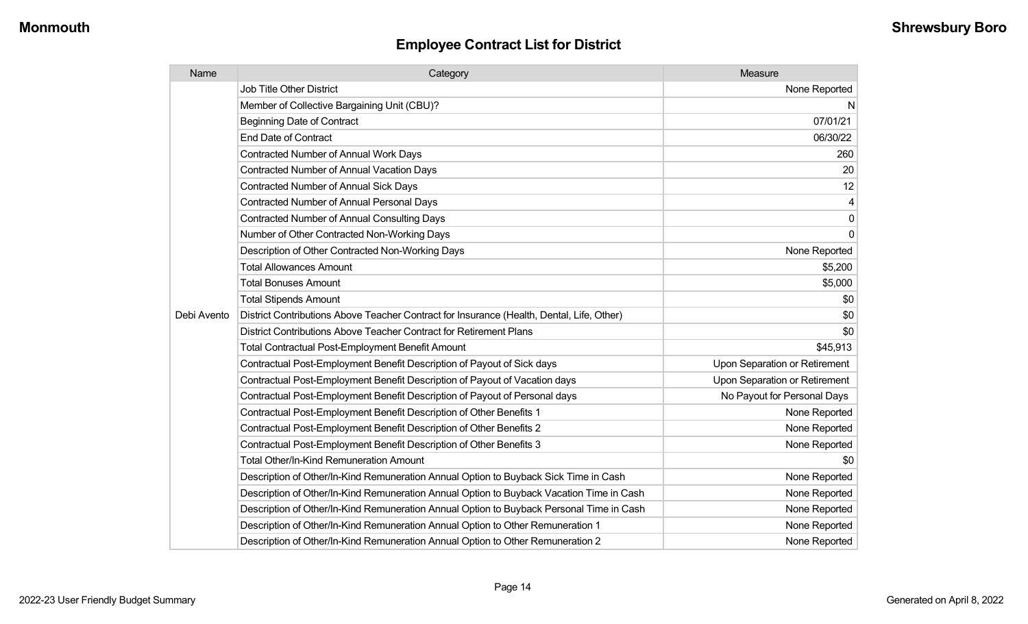## Employee Contract List for District

| Name | Category | Measure |
|---|---|---|
| Debi Avento | Job Title Other District | None Reported |
| | Member of Collective Bargaining Unit (CBU)? | N |
| | Beginning Date of Contract | 07/01/21 |
| | End Date of Contract | 06/30/22 |
| | Contracted Number of Annual Work Days | 260 |
| | Contracted Number of Annual Vacation Days | 20 |
| | Contracted Number of Annual Sick Days | 12 |
| | Contracted Number of Annual Personal Days | 4 |
| | Contracted Number of Annual Consulting Days | 0 |
| | Number of Other Contracted Non-Working Days | 0 |
| | Description of Other Contracted Non-Working Days | None Reported |
| | Total Allowances Amount | $5,200 |
| | Total Bonuses Amount | $5,000 |
| | Total Stipends Amount | $0 |
| | District Contributions Above Teacher Contract for Insurance (Health, Dental, Life, Other) | $0 |
| | District Contributions Above Teacher Contract for Retirement Plans | $0 |
| | Total Contractual Post-Employment Benefit Amount | $45,913 |
| | Contractual Post-Employment Benefit Description of Payout of Sick days | Upon Separation or Retirement |
| | Contractual Post-Employment Benefit Description of Payout of Vacation days | Upon Separation or Retirement |
| | Contractual Post-Employment Benefit Description of Payout of Personal days | No Payout for Personal Days |
| | Contractual Post-Employment Benefit Description of Other Benefits 1 | None Reported |
| | Contractual Post-Employment Benefit Description of Other Benefits 2 | None Reported |
| | Contractual Post-Employment Benefit Description of Other Benefits 3 | None Reported |
| | Total Other/In-Kind Remuneration Amount | $0 |
| | Description of Other/In-Kind Remuneration Annual Option to Buyback Sick Time in Cash | None Reported |
| | Description of Other/In-Kind Remuneration Annual Option to Buyback Vacation Time in Cash | None Reported |
| | Description of Other/In-Kind Remuneration Annual Option to Buyback Personal Time in Cash | None Reported |
| | Description of Other/In-Kind Remuneration Annual Option to Other Remuneration 1 | None Reported |
| | Description of Other/In-Kind Remuneration Annual Option to Other Remuneration 2 | None Reported |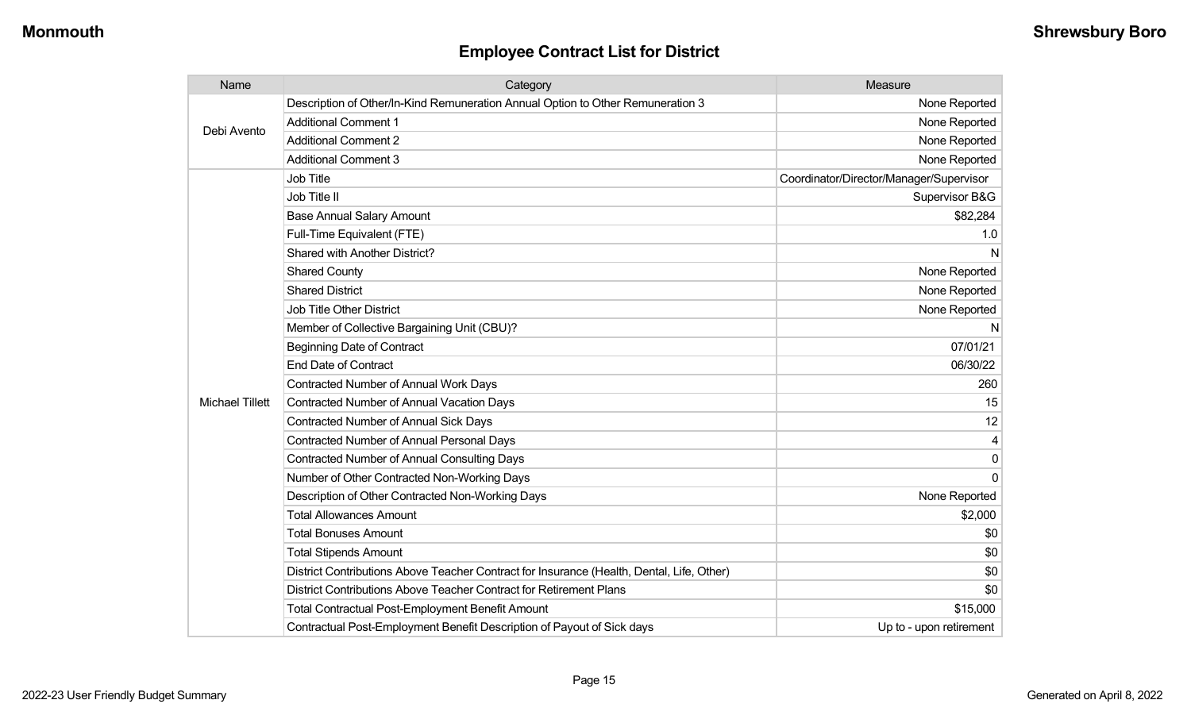## Employee Contract List for District

| Name | Category | Measure |
|---|---|---|
| Debi Avento | Description of Other/In-Kind Remuneration Annual Option to Other Remuneration 3 | None Reported |
| | Additional Comment 1 | None Reported |
| | Additional Comment 2 | None Reported |
| | Additional Comment 3 | None Reported |
| Michael Tillett | Job Title | Coordinator/Director/Manager/Supervisor |
| | Job Title II | Supervisor B&G |
| | Base Annual Salary Amount | $82,284 |
| | Full-Time Equivalent (FTE) | 1.0 |
| | Shared with Another District? | N |
| | Shared County | None Reported |
| | Shared District | None Reported |
| | Job Title Other District | None Reported |
| | Member of Collective Bargaining Unit (CBU)? | N |
| | Beginning Date of Contract | 07/01/21 |
| | End Date of Contract | 06/30/22 |
| | Contracted Number of Annual Work Days | 260 |
| | Contracted Number of Annual Vacation Days | 15 |
| | Contracted Number of Annual Sick Days | 12 |
| | Contracted Number of Annual Personal Days | 4 |
| | Contracted Number of Annual Consulting Days | 0 |
| | Number of Other Contracted Non-Working Days | 0 |
| | Description of Other Contracted Non-Working Days | None Reported |
| | Total Allowances Amount | $2,000 |
| | Total Bonuses Amount | $0 |
| | Total Stipends Amount | $0 |
| | District Contributions Above Teacher Contract for Insurance (Health, Dental, Life, Other) | $0 |
| | District Contributions Above Teacher Contract for Retirement Plans | $0 |
| | Total Contractual Post-Employment Benefit Amount | $15,000 |
| | Contractual Post-Employment Benefit Description of Payout of Sick days | Up to - upon retirement |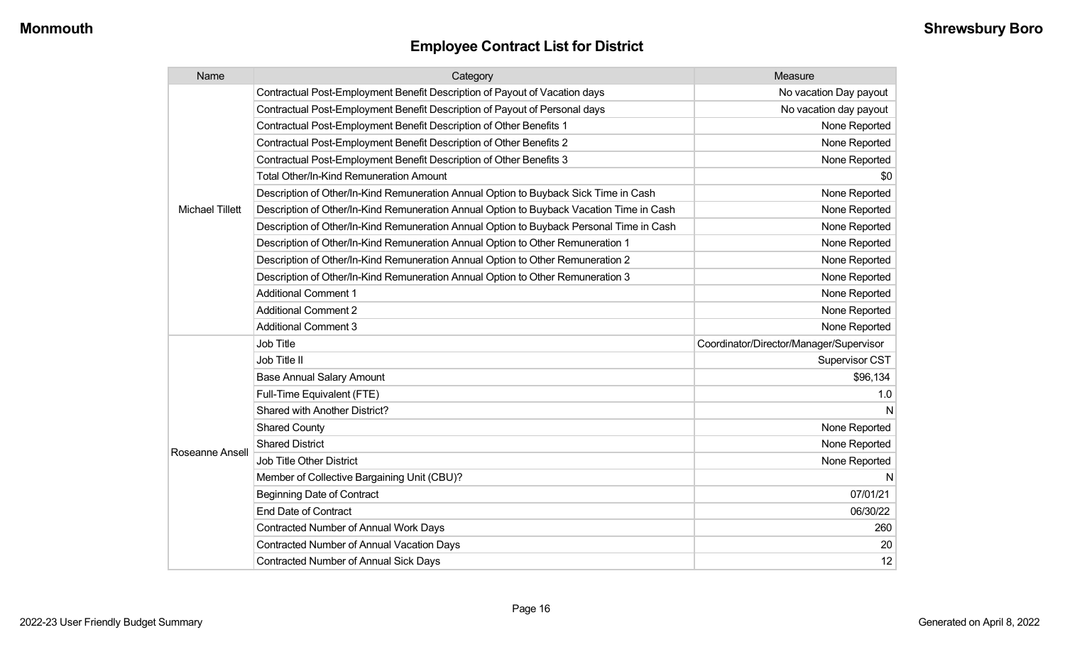Monmouth

Shrewsbury Boro

## Employee Contract List for District

| Name | Category | Measure |
|---|---|---|
| Michael Tillett | Contractual Post-Employment Benefit Description of Payout of Vacation days | No vacation Day payout |
| | Contractual Post-Employment Benefit Description of Payout of Personal days | No vacation day payout |
| | Contractual Post-Employment Benefit Description of Other Benefits 1 | None Reported |
| | Contractual Post-Employment Benefit Description of Other Benefits 2 | None Reported |
| | Contractual Post-Employment Benefit Description of Other Benefits 3 | None Reported |
| | Total Other/In-Kind Remuneration Amount | $0 |
| | Description of Other/In-Kind Remuneration Annual Option to Buyback Sick Time in Cash | None Reported |
| | Description of Other/In-Kind Remuneration Annual Option to Buyback Vacation Time in Cash | None Reported |
| | Description of Other/In-Kind Remuneration Annual Option to Buyback Personal Time in Cash | None Reported |
| | Description of Other/In-Kind Remuneration Annual Option to Other Remuneration 1 | None Reported |
| | Description of Other/In-Kind Remuneration Annual Option to Other Remuneration 2 | None Reported |
| | Description of Other/In-Kind Remuneration Annual Option to Other Remuneration 3 | None Reported |
| | Additional Comment 1 | None Reported |
| | Additional Comment 2 | None Reported |
| | Additional Comment 3 | None Reported |
| Roseanne Ansell | Job Title | Coordinator/Director/Manager/Supervisor |
| | Job Title II | Supervisor CST |
| | Base Annual Salary Amount | $96,134 |
| | Full-Time Equivalent (FTE) | 1.0 |
| | Shared with Another District? | N |
| | Shared County | None Reported |
| | Shared District | None Reported |
| | Job Title Other District | None Reported |
| | Member of Collective Bargaining Unit (CBU)? | N |
| | Beginning Date of Contract | 07/01/21 |
| | End Date of Contract | 06/30/22 |
| | Contracted Number of Annual Work Days | 260 |
| | Contracted Number of Annual Vacation Days | 20 |
| | Contracted Number of Annual Sick Days | 12 |

2022-23 User Friendly Budget Summary

Generated on April 8, 2022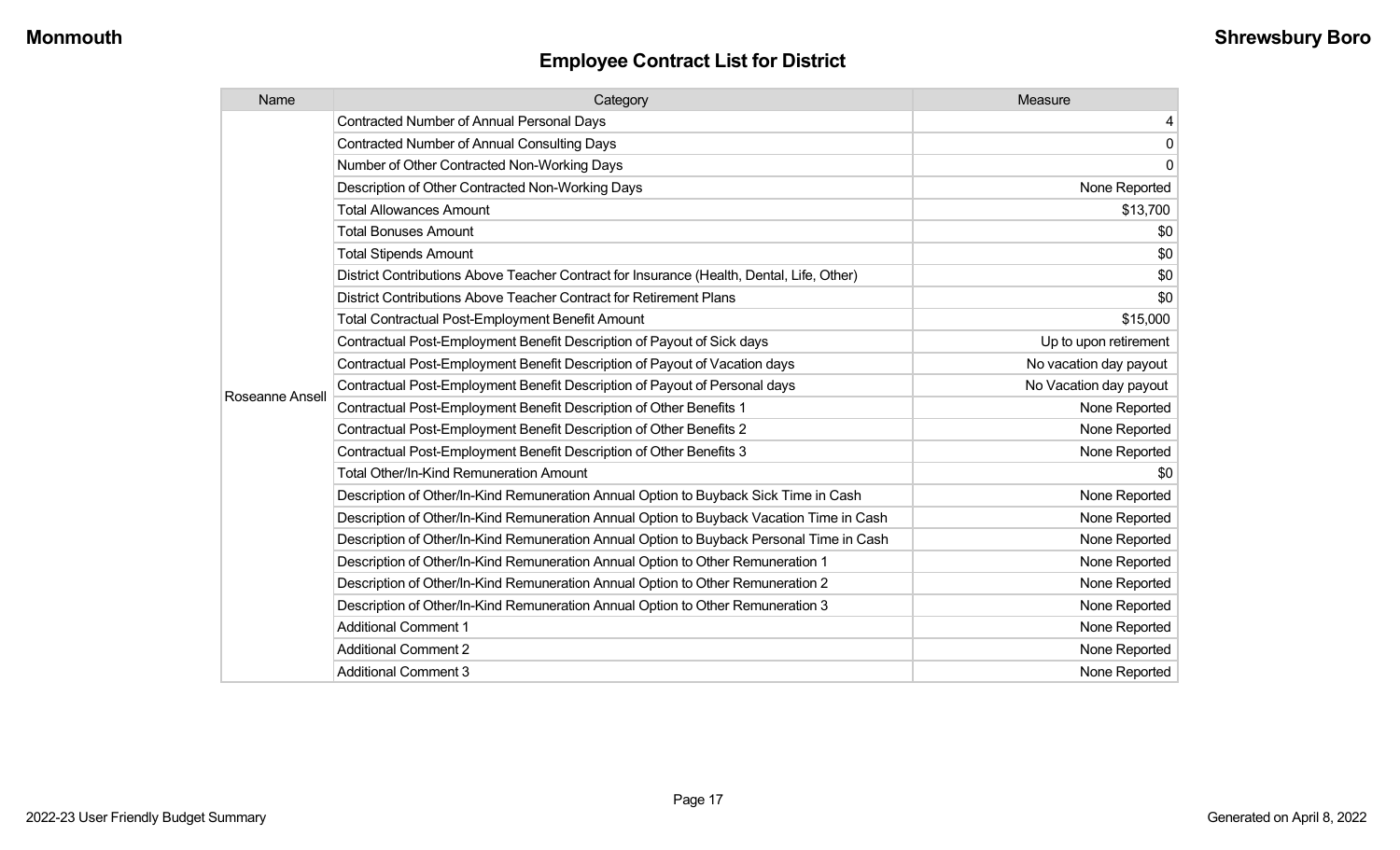## Employee Contract List for District

| Name | Category | Measure |
|---|---|---|
| Roseanne Ansell | Contracted Number of Annual Personal Days | 4 |
| | Contracted Number of Annual Consulting Days | 0 |
| | Number of Other Contracted Non-Working Days | 0 |
| | Description of Other Contracted Non-Working Days | None Reported |
| | Total Allowances Amount | $13,700 |
| | Total Bonuses Amount | $0 |
| | Total Stipends Amount | $0 |
| | District Contributions Above Teacher Contract for Insurance (Health, Dental, Life, Other) | $0 |
| | District Contributions Above Teacher Contract for Retirement Plans | $0 |
| | Total Contractual Post-Employment Benefit Amount | $15,000 |
| | Contractual Post-Employment Benefit Description of Payout of Sick days | Up to upon retirement |
| | Contractual Post-Employment Benefit Description of Payout of Vacation days | No vacation day payout |
| | Contractual Post-Employment Benefit Description of Payout of Personal days | No Vacation day payout |
| | Contractual Post-Employment Benefit Description of Other Benefits 1 | None Reported |
| | Contractual Post-Employment Benefit Description of Other Benefits 2 | None Reported |
| | Contractual Post-Employment Benefit Description of Other Benefits 3 | None Reported |
| | Total Other/In-Kind Remuneration Amount | $0 |
| | Description of Other/In-Kind Remuneration Annual Option to Buyback Sick Time in Cash | None Reported |
| | Description of Other/In-Kind Remuneration Annual Option to Buyback Vacation Time in Cash | None Reported |
| | Description of Other/In-Kind Remuneration Annual Option to Buyback Personal Time in Cash | None Reported |
| | Description of Other/In-Kind Remuneration Annual Option to Other Remuneration 1 | None Reported |
| | Description of Other/In-Kind Remuneration Annual Option to Other Remuneration 2 | None Reported |
| | Description of Other/In-Kind Remuneration Annual Option to Other Remuneration 3 | None Reported |
| | Additional Comment 1 | None Reported |
| | Additional Comment 2 | None Reported |
| | Additional Comment 3 | None Reported |